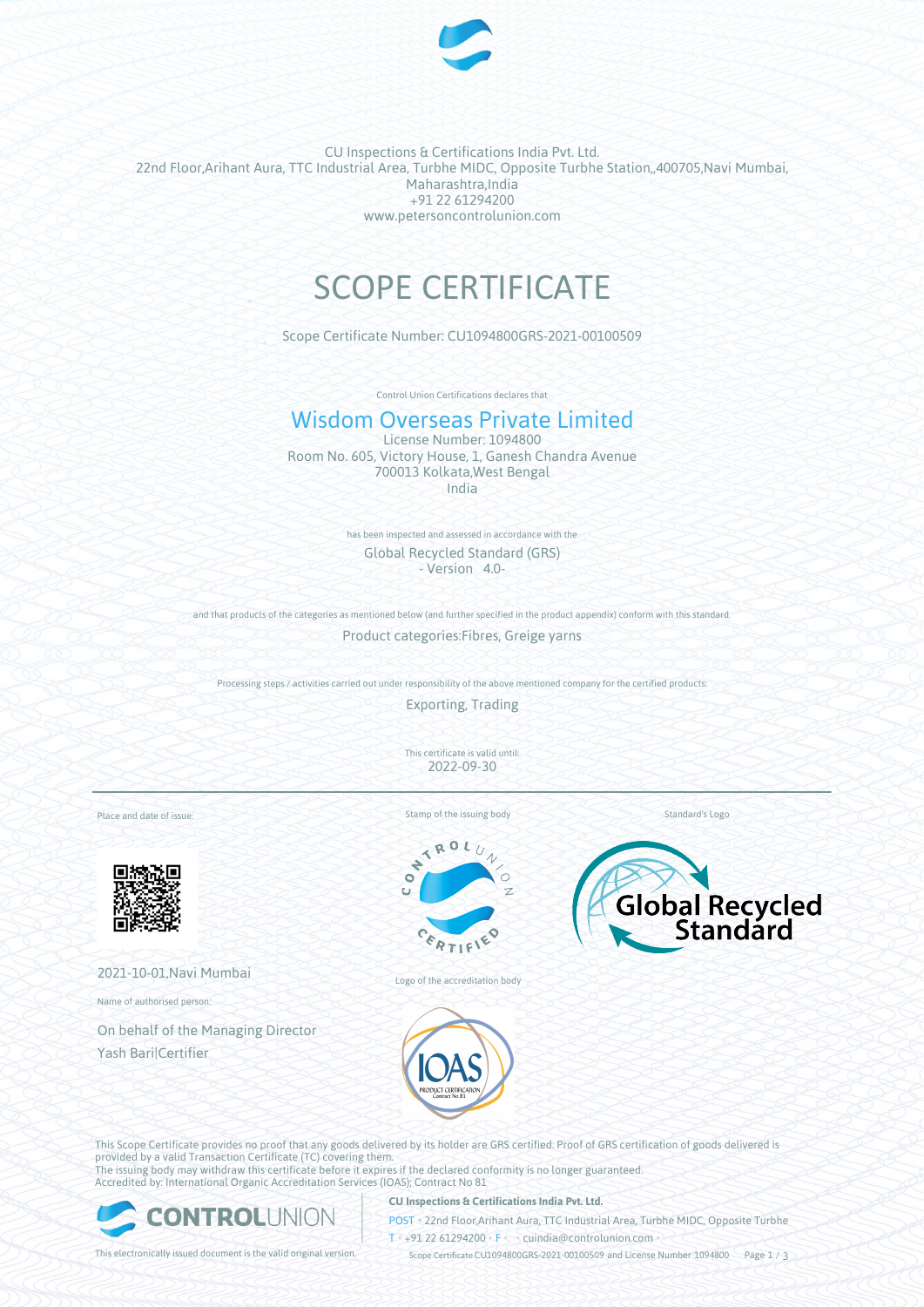CU Inspections & Certifications India Pvt. Ltd.
22nd Floor,Arihant Aura, TTC Industrial Area, Turbhe MIDC, Opposite Turbhe Station,,400705,Navi Mumbai, Maharashtra,India
+91 22 61294200
www.petersoncontrolunion.com

# SCOPE CERTIFICATE

Scope Certificate Number: CU1094800GRS-2021-00100509

Control Union Certifications declares that

## Wisdom Overseas Private Limited

License Number: 1094800
Room No. 605, Victory House, 1, Ganesh Chandra Avenue
700013 Kolkata,West Bengal
India

has been inspected and assessed in accordance with the

Global Recycled Standard (GRS)
\- Version 4.0-

and that products of the categories as mentioned below (and further specified in the product appendix) conform with this standard.

Product categories:Fibres, Greige yarns

Processing steps / activities carried out under responsibility of the above mentioned company for the certified products:

Exporting, Trading

This certificate is valid until:
2022-09-30

Place and date of issue:

2021-10-01,Navi Mumbai

Name of authorised person:

On behalf of the Managing Director
Yash Bari|Certifier

Stamp of the issuing body

Logo of the accreditation body

Standard's Logo

This Scope Certificate provides no proof that any goods delivered by its holder are GRS certified. Proof of GRS certification of goods delivered is provided by a valid Transaction Certificate (TC) covering them.
The issuing body may withdraw this certificate before it expires if the declared conformity is no longer guaranteed.
Accredited by: International Organic Accreditation Services (IOAS); Contract No 81

**CU Inspections & Certifications India Pvt. Ltd.**
POST • 22nd Floor,Arihant Aura, TTC Industrial Area, Turbhe MIDC, Opposite Turbhe
T • +91 22 61294200 • F • • cuindia@controlunion.com •

This electronically issued document is the valid original version.

Scope Certificate CU1094800GRS-2021-00100509 and License Number 1094800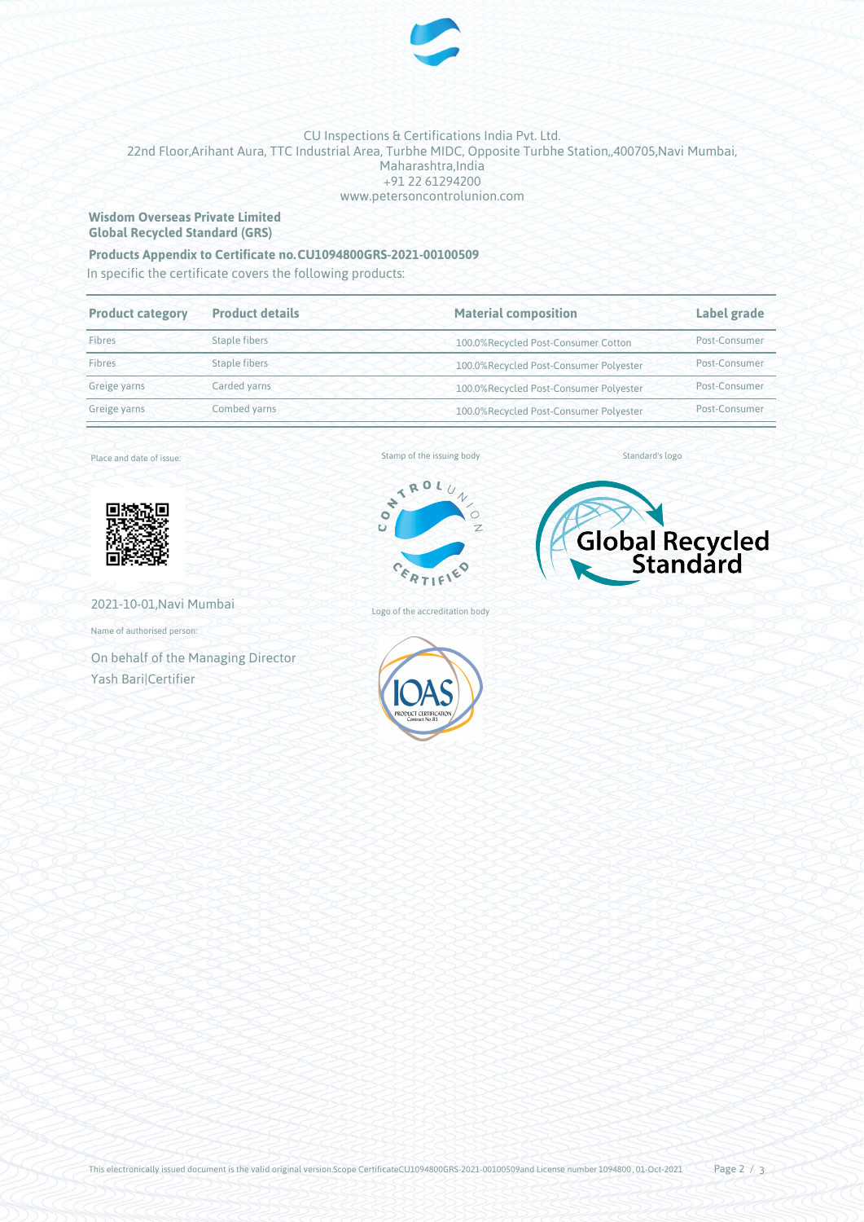CU Inspections & Certifications India Pvt. Ltd.
22nd Floor,Arihant Aura, TTC Industrial Area, Turbhe MIDC, Opposite Turbhe Station,,400705,Navi Mumbai, Maharashtra,India
+91 22 61294200
www.petersoncontrolunion.com

**Wisdom Overseas Private Limited**
**Global Recycled Standard (GRS)**

**Products Appendix to Certificate no.CU1094800GRS-2021-00100509**

In specific the certificate covers the following products:

| Product category | Product details | Material composition | Label grade |
|---|---|---|---|
| Fibres | Staple fibers | 100.0%Recycled Post-Consumer Cotton | Post-Consumer |
| Fibres | Staple fibers | 100.0%Recycled Post-Consumer Polyester | Post-Consumer |
| Greige yarns | Carded yarns | 100.0%Recycled Post-Consumer Polyester | Post-Consumer |
| Greige yarns | Combed yarns | 100.0%Recycled Post-Consumer Polyester | Post-Consumer |

Place and date of issue:

2021-10-01,Navi Mumbai

Name of authorised person:

On behalf of the Managing Director
Yash Bari|Certifier

Stamp of the issuing body

Logo of the accreditation body

Standard's logo

This electronically issued document is the valid original version.Scope CertificateCU1094800GRS-2021-00100509and License number 1094800 , 01-Oct-2021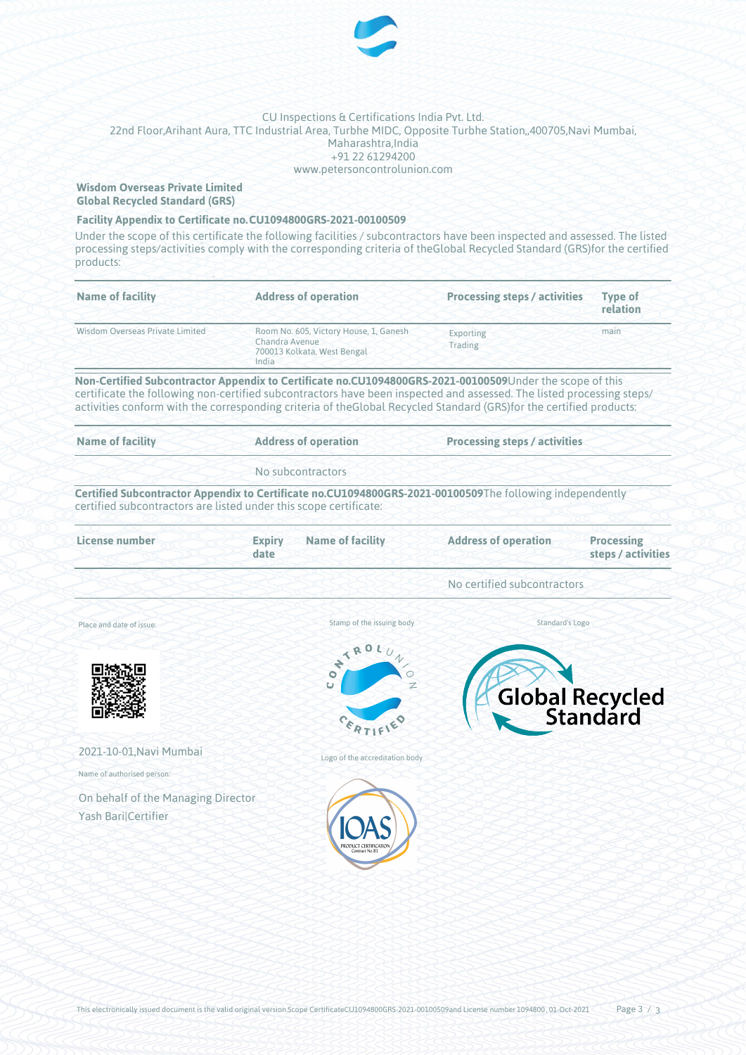CU Inspections & Certifications India Pvt. Ltd.
22nd Floor,Arihant Aura, TTC Industrial Area, Turbhe MIDC, Opposite Turbhe Station,,400705,Navi Mumbai, Maharashtra,India
+91 22 61294200
www.petersoncontrolunion.com

**Wisdom Overseas Private Limited**
**Global Recycled Standard (GRS)**

**Facility Appendix to Certificate no. CU1094800GRS-2021-00100509**

Under the scope of this certificate the following facilities / subcontractors have been inspected and assessed. The listed processing steps/activities comply with the corresponding criteria of theGlobal Recycled Standard (GRS)for the certified products:

| Name of facility | Address of operation | Processing steps / activities | Type of relation |
|---|---|---|---|
| Wisdom Overseas Private Limited | Room No. 605, Victory House, 1, Ganesh Chandra Avenue 700013 Kolkata, West Bengal India | Exporting Trading | main |

**Non-Certified Subcontractor Appendix to Certificate no.CU1094800GRS-2021-00100509**Under the scope of this certificate the following non-certified subcontractors have been inspected and assessed. The listed processing steps/ activities conform with the corresponding criteria of theGlobal Recycled Standard (GRS)for the certified products:

| Name of facility | Address of operation | Processing steps / activities |
|---|---|---|
| | No subcontractors | |

**Certified Subcontractor Appendix to Certificate no.CU1094800GRS-2021-00100509**The following independently certified subcontractors are listed under this scope certificate:

| License number | Expiry date | Name of facility | Address of operation | Processing steps / activities |
|---|---|---|---|---|
| | | | No certified subcontractors | |

Place and date of issue:

2021-10-01,Navi Mumbai

Name of authorised person:

On behalf of the Managing Director
Yash Bari|Certifier

Stamp of the issuing body

Logo of the accreditation body

Standard's Logo

This electronically issued document is the valid original version.Scope CertificateCU1094800GRS-2021-00100509and License number 1094800 , 01-Oct-2021